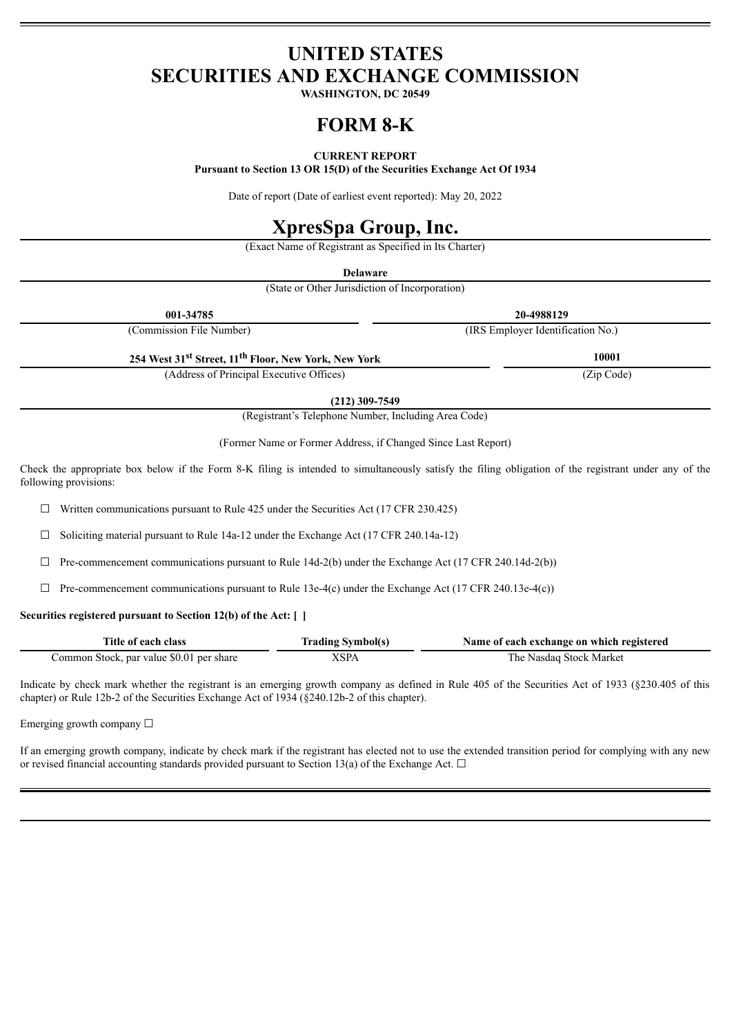# UNITED STATES
# SECURITIES AND EXCHANGE COMMISSION

**WASHINGTON, DC 20549**

# FORM 8-K

**CURRENT REPORT**

**Pursuant to Section 13 OR 15(D) of the Securities Exchange Act Of 1934**

Date of report (Date of earliest event reported): May 20, 2022

# XpresSpa Group, Inc.

(Exact Name of Registrant as Specified in Its Charter)

**Delaware**

(State or Other Jurisdiction of Incorporation)

| **001-34785** | **20-4988129** |
|---|---|
| (Commission File Number) | (IRS Employer Identification No.) |

| **254 West 31st Street, 11th Floor, New York, New York** | **10001** |
|---|---|
| (Address of Principal Executive Offices) | (Zip Code) |

**(212) 309-7549**

(Registrant's Telephone Number, Including Area Code)

(Former Name or Former Address, if Changed Since Last Report)

Check the appropriate box below if the Form 8-K filing is intended to simultaneously satisfy the filing obligation of the registrant under any of the following provisions:

☐ Written communications pursuant to Rule 425 under the Securities Act (17 CFR 230.425)

☐ Soliciting material pursuant to Rule 14a-12 under the Exchange Act (17 CFR 240.14a-12)

☐ Pre-commencement communications pursuant to Rule 14d-2(b) under the Exchange Act (17 CFR 240.14d-2(b))

☐ Pre-commencement communications pursuant to Rule 13e-4(c) under the Exchange Act (17 CFR 240.13e-4(c))

**Securities registered pursuant to Section 12(b) of the Act: [ ]**

| Title of each class | Trading Symbol(s) | Name of each exchange on which registered |
|---|---|---|
| Common Stock, par value $0.01 per share | XSPA | The Nasdaq Stock Market |

Indicate by check mark whether the registrant is an emerging growth company as defined in Rule 405 of the Securities Act of 1933 (§230.405 of this chapter) or Rule 12b-2 of the Securities Exchange Act of 1934 (§240.12b-2 of this chapter).

Emerging growth company ☐

If an emerging growth company, indicate by check mark if the registrant has elected not to use the extended transition period for complying with any new or revised financial accounting standards provided pursuant to Section 13(a) of the Exchange Act. ☐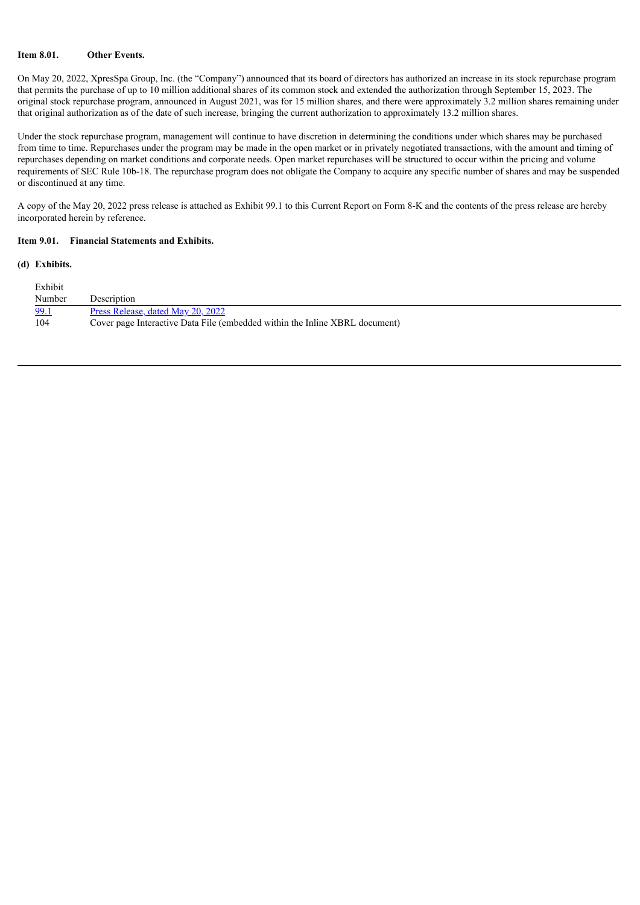**Item 8.01. Other Events.**

On May 20, 2022, XpresSpa Group, Inc. (the "Company") announced that its board of directors has authorized an increase in its stock repurchase program that permits the purchase of up to 10 million additional shares of its common stock and extended the authorization through September 15, 2023. The original stock repurchase program, announced in August 2021, was for 15 million shares, and there were approximately 3.2 million shares remaining under that original authorization as of the date of such increase, bringing the current authorization to approximately 13.2 million shares.

Under the stock repurchase program, management will continue to have discretion in determining the conditions under which shares may be purchased from time to time. Repurchases under the program may be made in the open market or in privately negotiated transactions, with the amount and timing of repurchases depending on market conditions and corporate needs. Open market repurchases will be structured to occur within the pricing and volume requirements of SEC Rule 10b-18. The repurchase program does not obligate the Company to acquire any specific number of shares and may be suspended or discontinued at any time.

A copy of the May 20, 2022 press release is attached as Exhibit 99.1 to this Current Report on Form 8-K and the contents of the press release are hereby incorporated herein by reference.

**Item 9.01. Financial Statements and Exhibits.**

**(d) Exhibits.**

| Exhibit Number | Description |
| --- | --- |
| 99.1 | Press Release, dated May 20, 2022 |
| 104 | Cover page Interactive Data File (embedded within the Inline XBRL document) |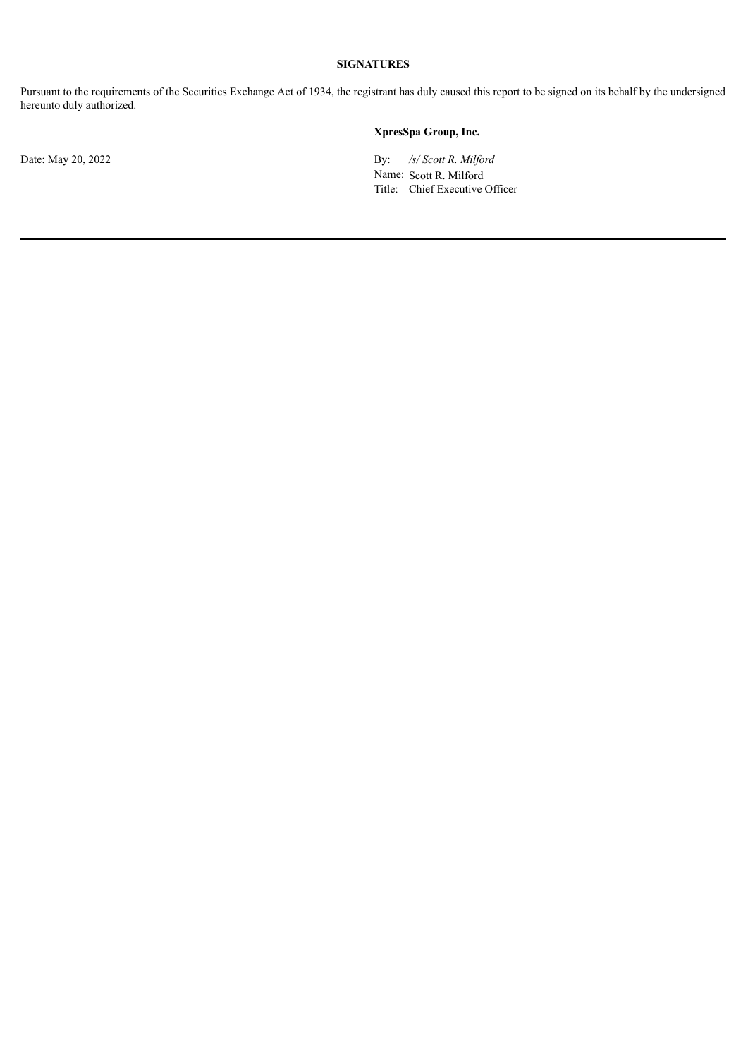**SIGNATURES**

Pursuant to the requirements of the Securities Exchange Act of 1934, the registrant has duly caused this report to be signed on its behalf by the undersigned hereunto duly authorized.

**XpresSpa Group, Inc.**

Date: May 20, 2022

By: */s/ Scott R. Milford*

Name: Scott R. Milford

Title: Chief Executive Officer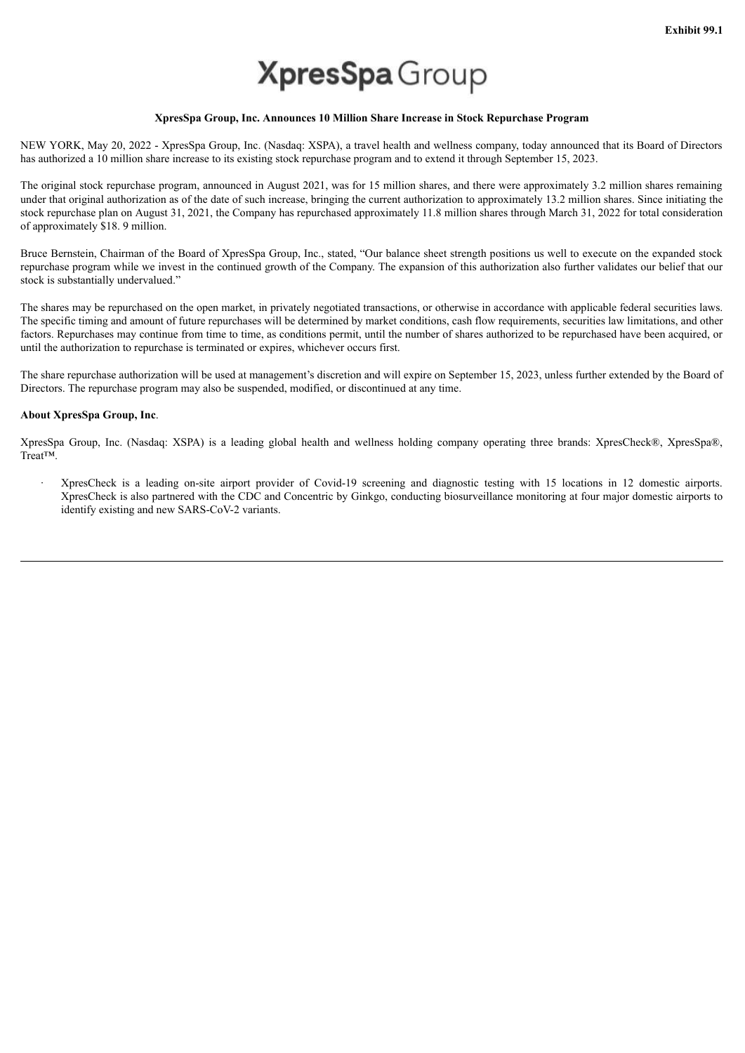Exhibit 99.1

# XpresSpa Group

**XpresSpa Group, Inc. Announces 10 Million Share Increase in Stock Repurchase Program**

NEW YORK, May 20, 2022 - XpresSpa Group, Inc. (Nasdaq: XSPA), a travel health and wellness company, today announced that its Board of Directors has authorized a 10 million share increase to its existing stock repurchase program and to extend it through September 15, 2023.

The original stock repurchase program, announced in August 2021, was for 15 million shares, and there were approximately 3.2 million shares remaining under that original authorization as of the date of such increase, bringing the current authorization to approximately 13.2 million shares. Since initiating the stock repurchase plan on August 31, 2021, the Company has repurchased approximately 11.8 million shares through March 31, 2022 for total consideration of approximately $18. 9 million.

Bruce Bernstein, Chairman of the Board of XpresSpa Group, Inc., stated, "Our balance sheet strength positions us well to execute on the expanded stock repurchase program while we invest in the continued growth of the Company. The expansion of this authorization also further validates our belief that our stock is substantially undervalued."

The shares may be repurchased on the open market, in privately negotiated transactions, or otherwise in accordance with applicable federal securities laws. The specific timing and amount of future repurchases will be determined by market conditions, cash flow requirements, securities law limitations, and other factors. Repurchases may continue from time to time, as conditions permit, until the number of shares authorized to be repurchased have been acquired, or until the authorization to repurchase is terminated or expires, whichever occurs first.

The share repurchase authorization will be used at management's discretion and will expire on September 15, 2023, unless further extended by the Board of Directors. The repurchase program may also be suspended, modified, or discontinued at any time.

**About XpresSpa Group, Inc**.

XpresSpa Group, Inc. (Nasdaq: XSPA) is a leading global health and wellness holding company operating three brands: XpresCheck®, XpresSpa®, Treat™.

- XpresCheck is a leading on-site airport provider of Covid-19 screening and diagnostic testing with 15 locations in 12 domestic airports. XpresCheck is also partnered with the CDC and Concentric by Ginkgo, conducting biosurveillance monitoring at four major domestic airports to identify existing and new SARS-CoV-2 variants.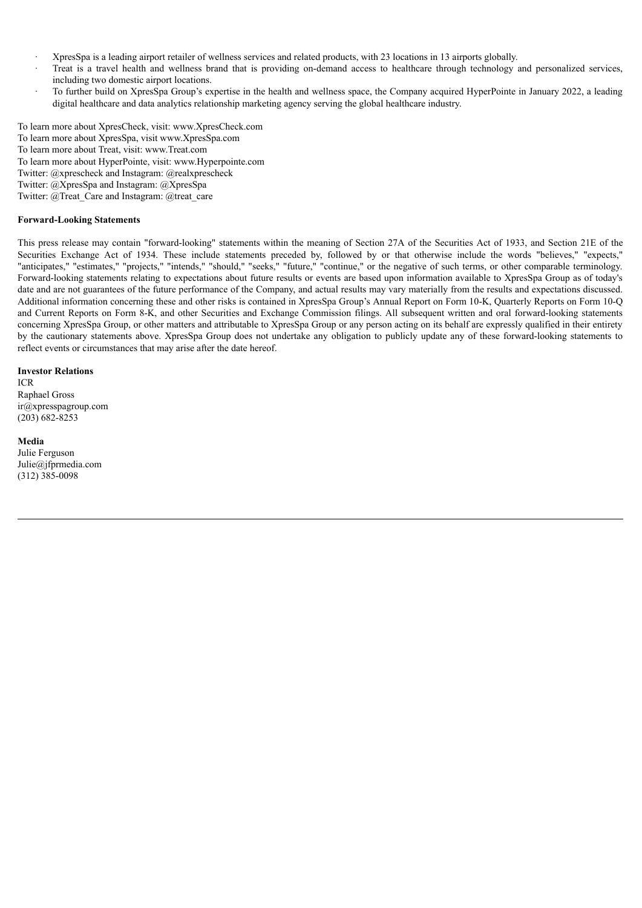- XpresSpa is a leading airport retailer of wellness services and related products, with 23 locations in 13 airports globally.
- Treat is a travel health and wellness brand that is providing on-demand access to healthcare through technology and personalized services, including two domestic airport locations.
- To further build on XpresSpa Group's expertise in the health and wellness space, the Company acquired HyperPointe in January 2022, a leading digital healthcare and data analytics relationship marketing agency serving the global healthcare industry.

To learn more about XpresCheck, visit: www.XpresCheck.com
To learn more about XpresSpa, visit www.XpresSpa.com
To learn more about Treat, visit: www.Treat.com
To learn more about HyperPointe, visit: www.Hyperpointe.com
Twitter: @xprescheck and Instagram: @realxprescheck
Twitter: @XpresSpa and Instagram: @XpresSpa
Twitter: @Treat_Care and Instagram: @treat_care

**Forward-Looking Statements**

This press release may contain "forward-looking" statements within the meaning of Section 27A of the Securities Act of 1933, and Section 21E of the Securities Exchange Act of 1934. These include statements preceded by, followed by or that otherwise include the words "believes," "expects," "anticipates," "estimates," "projects," "intends," "should," "seeks," "future," "continue," or the negative of such terms, or other comparable terminology. Forward-looking statements relating to expectations about future results or events are based upon information available to XpresSpa Group as of today's date and are not guarantees of the future performance of the Company, and actual results may vary materially from the results and expectations discussed. Additional information concerning these and other risks is contained in XpresSpa Group's Annual Report on Form 10-K, Quarterly Reports on Form 10-Q and Current Reports on Form 8-K, and other Securities and Exchange Commission filings. All subsequent written and oral forward-looking statements concerning XpresSpa Group, or other matters and attributable to XpresSpa Group or any person acting on its behalf are expressly qualified in their entirety by the cautionary statements above. XpresSpa Group does not undertake any obligation to publicly update any of these forward-looking statements to reflect events or circumstances that may arise after the date hereof.

**Investor Relations**
ICR
Raphael Gross
ir@xpresspagroup.com
(203) 682-8253

**Media**
Julie Ferguson
Julie@jfprmedia.com
(312) 385-0098